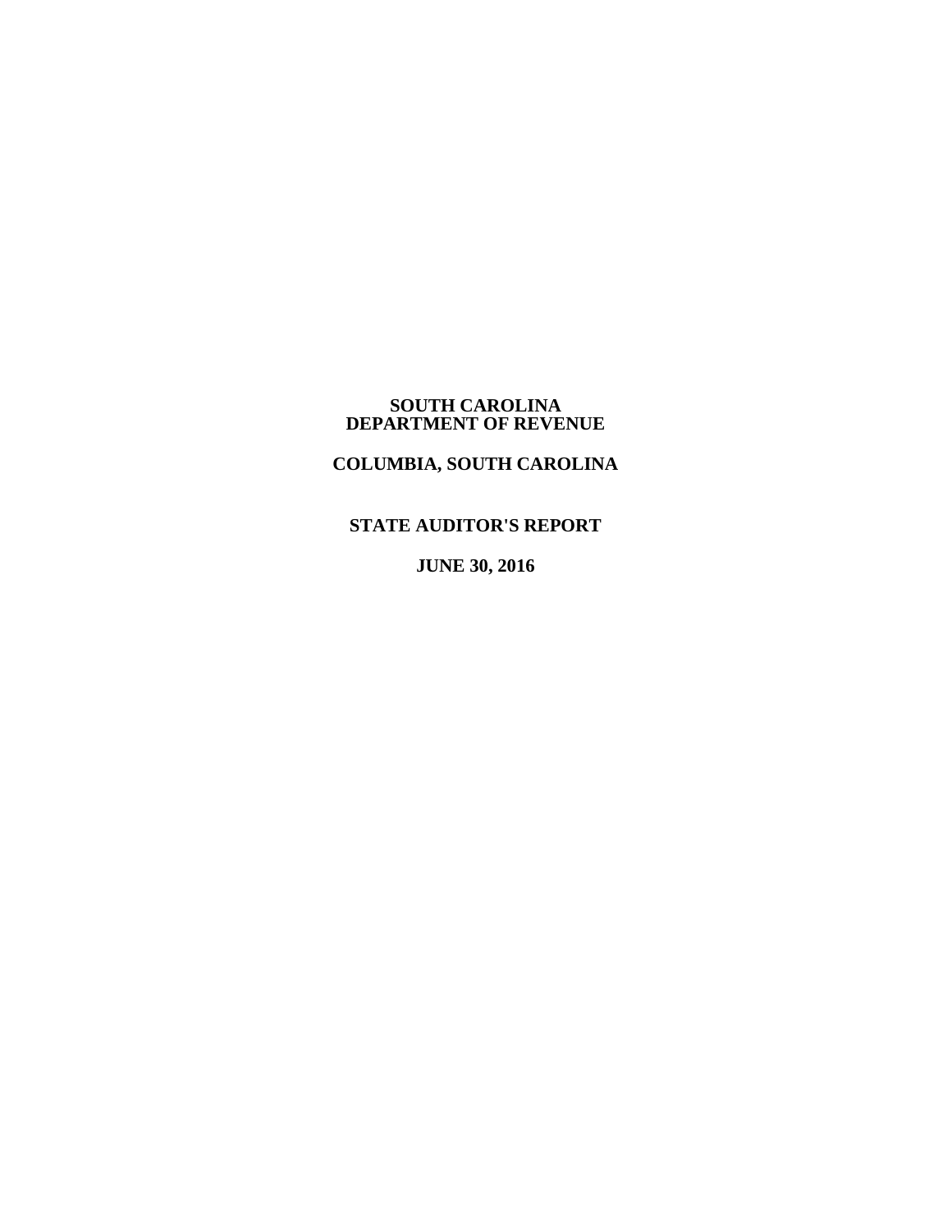# SOUTH CAROLINA DEPARTMENT OF REVENUE

## COLUMBIA, SOUTH CAROLINA

## STATE AUDITOR'S REPORT

## JUNE 30, 2016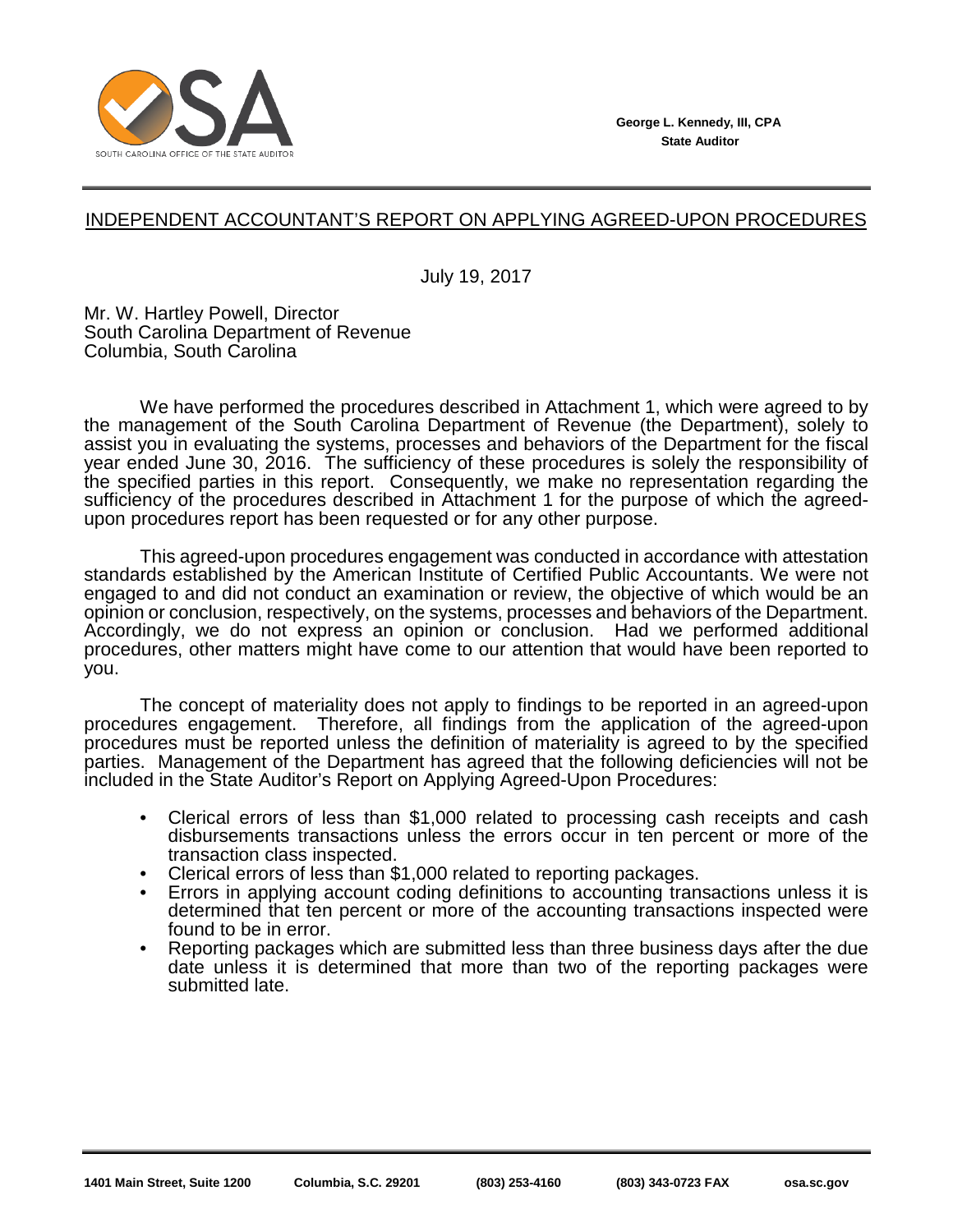George L. Kennedy, III, CPA
State Auditor

## INDEPENDENT ACCOUNTANT'S REPORT ON APPLYING AGREED-UPON PROCEDURES

July 19, 2017

Mr. W. Hartley Powell, Director
South Carolina Department of Revenue
Columbia, South Carolina

We have performed the procedures described in Attachment 1, which were agreed to by the management of the South Carolina Department of Revenue (the Department), solely to assist you in evaluating the systems, processes and behaviors of the Department for the fiscal year ended June 30, 2016. The sufficiency of these procedures is solely the responsibility of the specified parties in this report. Consequently, we make no representation regarding the sufficiency of the procedures described in Attachment 1 for the purpose of which the agreed-upon procedures report has been requested or for any other purpose.

This agreed-upon procedures engagement was conducted in accordance with attestation standards established by the American Institute of Certified Public Accountants. We were not engaged to and did not conduct an examination or review, the objective of which would be an opinion or conclusion, respectively, on the systems, processes and behaviors of the Department. Accordingly, we do not express an opinion or conclusion. Had we performed additional procedures, other matters might have come to our attention that would have been reported to you.

The concept of materiality does not apply to findings to be reported in an agreed-upon procedures engagement. Therefore, all findings from the application of the agreed-upon procedures must be reported unless the definition of materiality is agreed to by the specified parties. Management of the Department has agreed that the following deficiencies will not be included in the State Auditor's Report on Applying Agreed-Upon Procedures:

- Clerical errors of less than $1,000 related to processing cash receipts and cash disbursements transactions unless the errors occur in ten percent or more of the transaction class inspected.
- Clerical errors of less than $1,000 related to reporting packages.
- Errors in applying account coding definitions to accounting transactions unless it is determined that ten percent or more of the accounting transactions inspected were found to be in error.
- Reporting packages which are submitted less than three business days after the due date unless it is determined that more than two of the reporting packages were submitted late.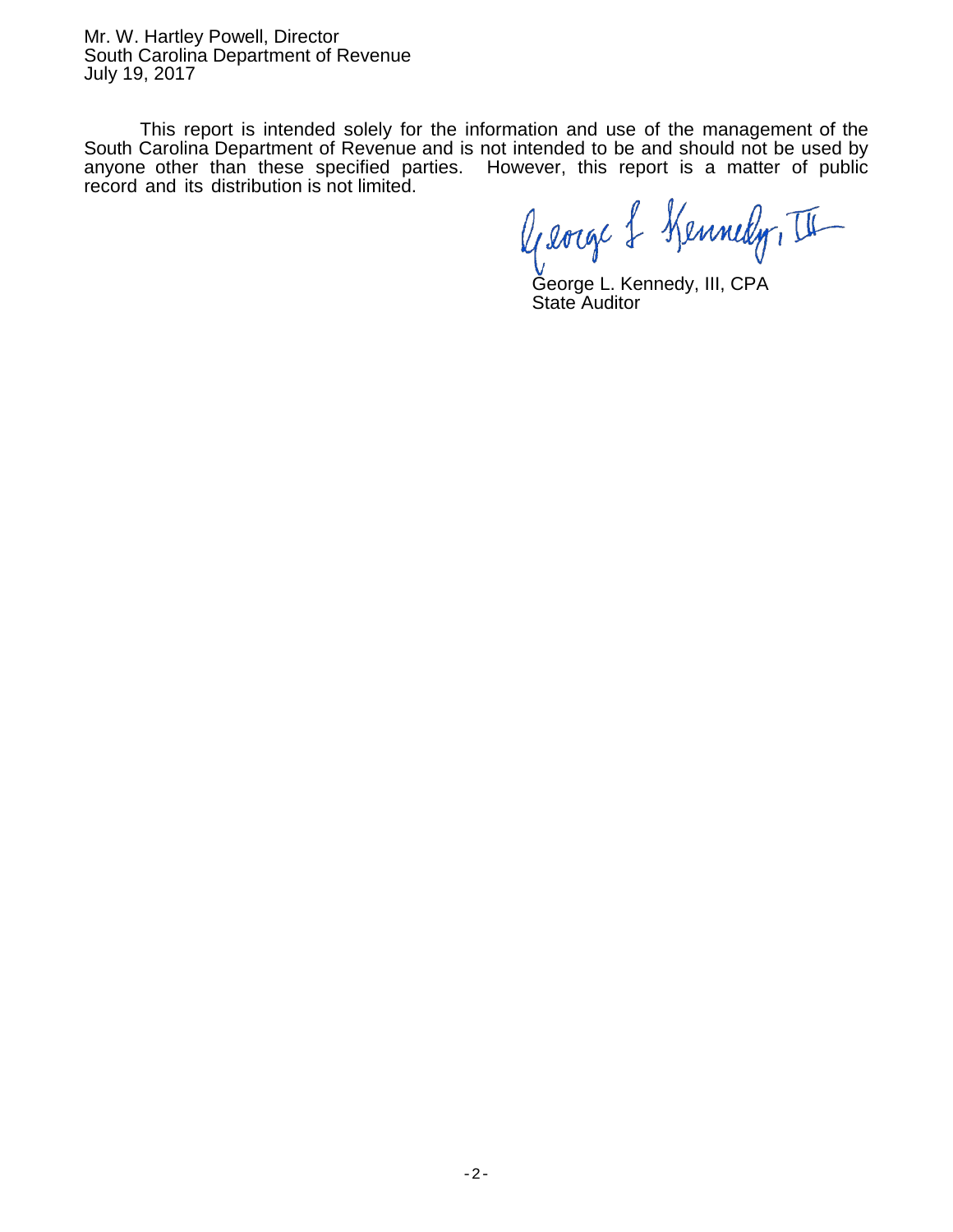Mr. W. Hartley Powell, Director
South Carolina Department of Revenue
July 19, 2017

This report is intended solely for the information and use of the management of the South Carolina Department of Revenue and is not intended to be and should not be used by anyone other than these specified parties. However, this report is a matter of public record and its distribution is not limited.

George L. Kennedy, III, CPA
State Auditor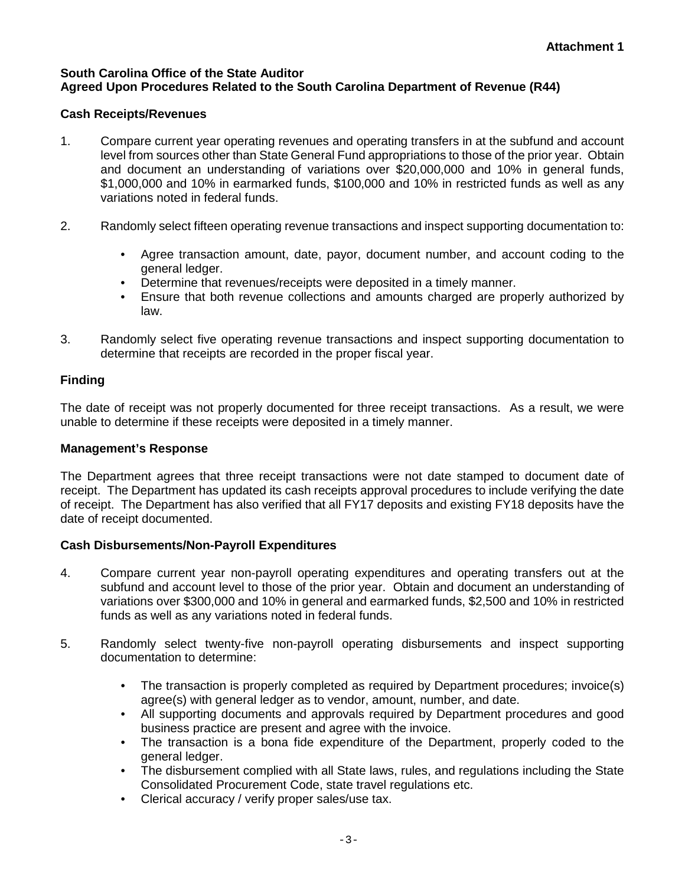**Attachment 1**

**South Carolina Office of the State Auditor**
**Agreed Upon Procedures Related to the South Carolina Department of Revenue (R44)**

### Cash Receipts/Revenues

1. Compare current year operating revenues and operating transfers in at the subfund and account level from sources other than State General Fund appropriations to those of the prior year. Obtain and document an understanding of variations over $20,000,000 and 10% in general funds, $1,000,000 and 10% in earmarked funds, $100,000 and 10% in restricted funds as well as any variations noted in federal funds.

2. Randomly select fifteen operating revenue transactions and inspect supporting documentation to:

   - Agree transaction amount, date, payor, document number, and account coding to the general ledger.
   - Determine that revenues/receipts were deposited in a timely manner.
   - Ensure that both revenue collections and amounts charged are properly authorized by law.

3. Randomly select five operating revenue transactions and inspect supporting documentation to determine that receipts are recorded in the proper fiscal year.

### Finding

The date of receipt was not properly documented for three receipt transactions. As a result, we were unable to determine if these receipts were deposited in a timely manner.

### Management's Response

The Department agrees that three receipt transactions were not date stamped to document date of receipt. The Department has updated its cash receipts approval procedures to include verifying the date of receipt. The Department has also verified that all FY17 deposits and existing FY18 deposits have the date of receipt documented.

### Cash Disbursements/Non-Payroll Expenditures

4. Compare current year non-payroll operating expenditures and operating transfers out at the subfund and account level to those of the prior year. Obtain and document an understanding of variations over $300,000 and 10% in general and earmarked funds, $2,500 and 10% in restricted funds as well as any variations noted in federal funds.

5. Randomly select twenty-five non-payroll operating disbursements and inspect supporting documentation to determine:

   - The transaction is properly completed as required by Department procedures; invoice(s) agree(s) with general ledger as to vendor, amount, number, and date.
   - All supporting documents and approvals required by Department procedures and good business practice are present and agree with the invoice.
   - The transaction is a bona fide expenditure of the Department, properly coded to the general ledger.
   - The disbursement complied with all State laws, rules, and regulations including the State Consolidated Procurement Code, state travel regulations etc.
   - Clerical accuracy / verify proper sales/use tax.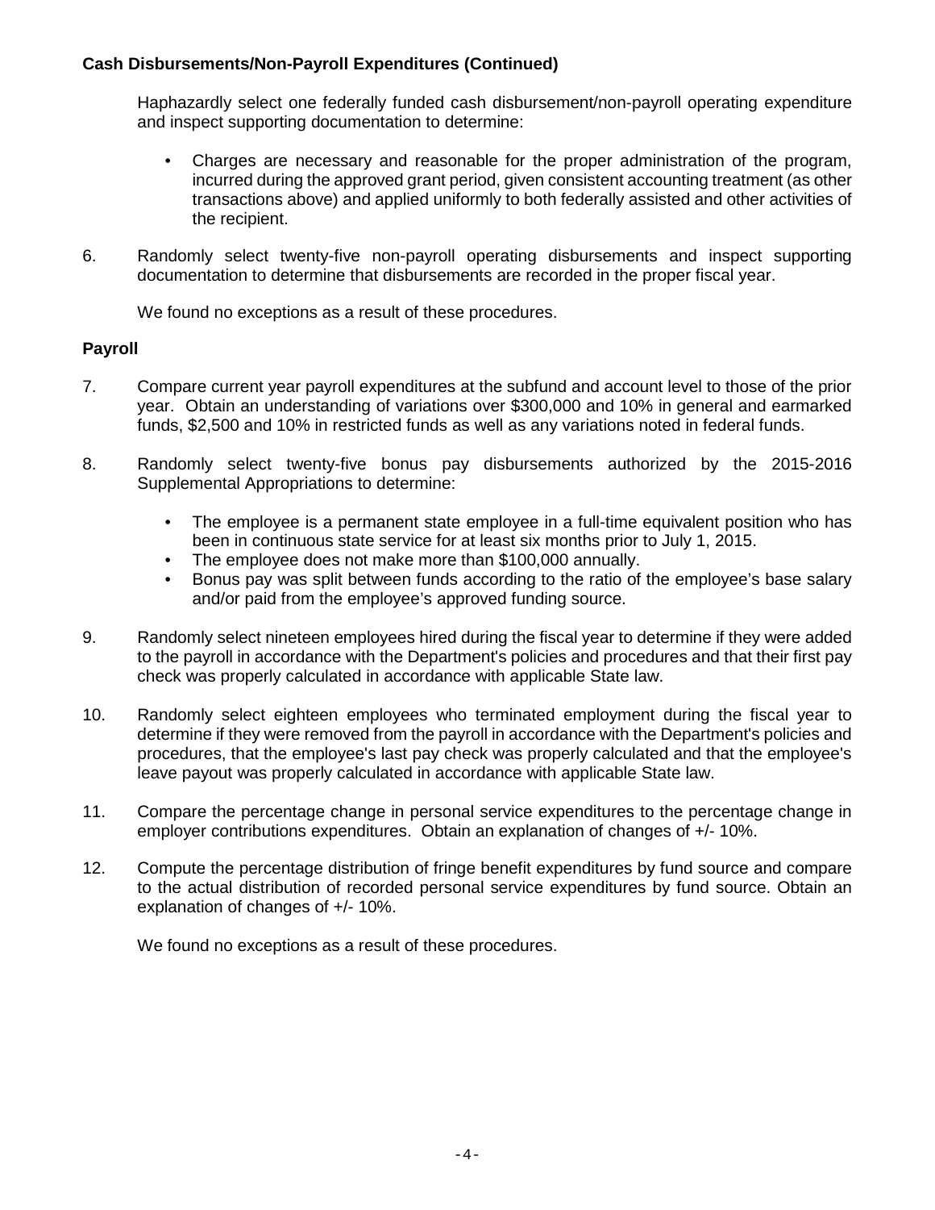**Cash Disbursements/Non-Payroll Expenditures (Continued)**

Haphazardly select one federally funded cash disbursement/non-payroll operating expenditure and inspect supporting documentation to determine:

- Charges are necessary and reasonable for the proper administration of the program, incurred during the approved grant period, given consistent accounting treatment (as other transactions above) and applied uniformly to both federally assisted and other activities of the recipient.

6. Randomly select twenty-five non-payroll operating disbursements and inspect supporting documentation to determine that disbursements are recorded in the proper fiscal year.

We found no exceptions as a result of these procedures.

**Payroll**

7. Compare current year payroll expenditures at the subfund and account level to those of the prior year. Obtain an understanding of variations over $300,000 and 10% in general and earmarked funds, $2,500 and 10% in restricted funds as well as any variations noted in federal funds.

8. Randomly select twenty-five bonus pay disbursements authorized by the 2015-2016 Supplemental Appropriations to determine:

   - The employee is a permanent state employee in a full-time equivalent position who has been in continuous state service for at least six months prior to July 1, 2015.
   - The employee does not make more than $100,000 annually.
   - Bonus pay was split between funds according to the ratio of the employee's base salary and/or paid from the employee's approved funding source.

9. Randomly select nineteen employees hired during the fiscal year to determine if they were added to the payroll in accordance with the Department's policies and procedures and that their first pay check was properly calculated in accordance with applicable State law.

10. Randomly select eighteen employees who terminated employment during the fiscal year to determine if they were removed from the payroll in accordance with the Department's policies and procedures, that the employee's last pay check was properly calculated and that the employee's leave payout was properly calculated in accordance with applicable State law.

11. Compare the percentage change in personal service expenditures to the percentage change in employer contributions expenditures. Obtain an explanation of changes of +/- 10%.

12. Compute the percentage distribution of fringe benefit expenditures by fund source and compare to the actual distribution of recorded personal service expenditures by fund source. Obtain an explanation of changes of +/- 10%.

We found no exceptions as a result of these procedures.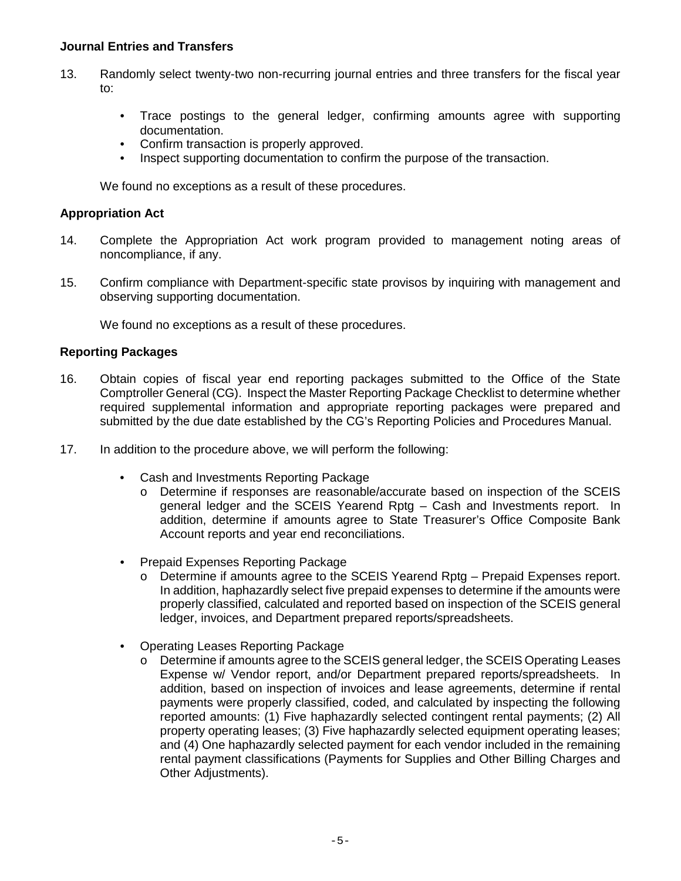**Journal Entries and Transfers**

13. Randomly select twenty-two non-recurring journal entries and three transfers for the fiscal year to:

    - Trace postings to the general ledger, confirming amounts agree with supporting documentation.
    - Confirm transaction is properly approved.
    - Inspect supporting documentation to confirm the purpose of the transaction.

    We found no exceptions as a result of these procedures.

**Appropriation Act**

14. Complete the Appropriation Act work program provided to management noting areas of noncompliance, if any.

15. Confirm compliance with Department-specific state provisos by inquiring with management and observing supporting documentation.

    We found no exceptions as a result of these procedures.

**Reporting Packages**

16. Obtain copies of fiscal year end reporting packages submitted to the Office of the State Comptroller General (CG). Inspect the Master Reporting Package Checklist to determine whether required supplemental information and appropriate reporting packages were prepared and submitted by the due date established by the CG's Reporting Policies and Procedures Manual.

17. In addition to the procedure above, we will perform the following:

    - Cash and Investments Reporting Package
        - Determine if responses are reasonable/accurate based on inspection of the SCEIS general ledger and the SCEIS Yearend Rptg – Cash and Investments report. In addition, determine if amounts agree to State Treasurer's Office Composite Bank Account reports and year end reconciliations.

    - Prepaid Expenses Reporting Package
        - Determine if amounts agree to the SCEIS Yearend Rptg – Prepaid Expenses report. In addition, haphazardly select five prepaid expenses to determine if the amounts were properly classified, calculated and reported based on inspection of the SCEIS general ledger, invoices, and Department prepared reports/spreadsheets.

    - Operating Leases Reporting Package
        - Determine if amounts agree to the SCEIS general ledger, the SCEIS Operating Leases Expense w/ Vendor report, and/or Department prepared reports/spreadsheets. In addition, based on inspection of invoices and lease agreements, determine if rental payments were properly classified, coded, and calculated by inspecting the following reported amounts: (1) Five haphazardly selected contingent rental payments; (2) All property operating leases; (3) Five haphazardly selected equipment operating leases; and (4) One haphazardly selected payment for each vendor included in the remaining rental payment classifications (Payments for Supplies and Other Billing Charges and Other Adjustments).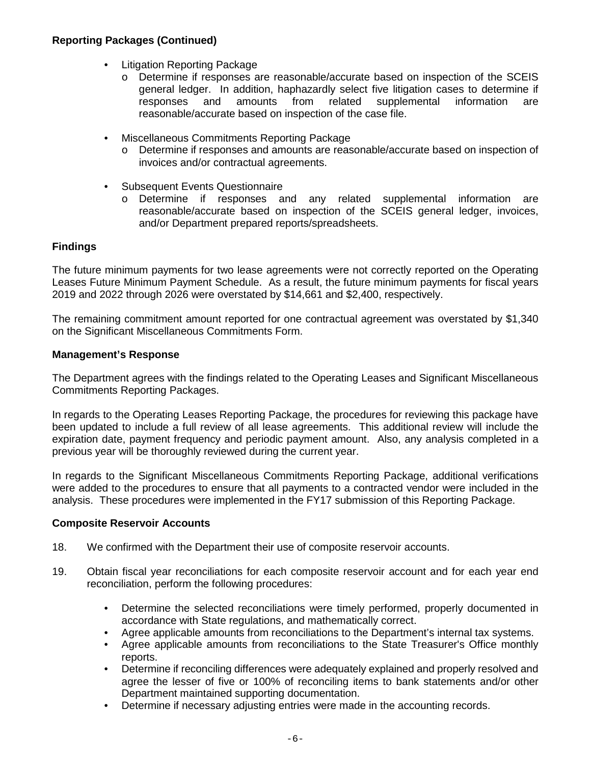**Reporting Packages (Continued)**

- Litigation Reporting Package
  - o Determine if responses are reasonable/accurate based on inspection of the SCEIS general ledger. In addition, haphazardly select five litigation cases to determine if responses and amounts from related supplemental information are reasonable/accurate based on inspection of the case file.

- Miscellaneous Commitments Reporting Package
  - o Determine if responses and amounts are reasonable/accurate based on inspection of invoices and/or contractual agreements.

- Subsequent Events Questionnaire
  - o Determine if responses and any related supplemental information are reasonable/accurate based on inspection of the SCEIS general ledger, invoices, and/or Department prepared reports/spreadsheets.

**Findings**

The future minimum payments for two lease agreements were not correctly reported on the Operating Leases Future Minimum Payment Schedule. As a result, the future minimum payments for fiscal years 2019 and 2022 through 2026 were overstated by $14,661 and $2,400, respectively.

The remaining commitment amount reported for one contractual agreement was overstated by $1,340 on the Significant Miscellaneous Commitments Form.

**Management's Response**

The Department agrees with the findings related to the Operating Leases and Significant Miscellaneous Commitments Reporting Packages.

In regards to the Operating Leases Reporting Package, the procedures for reviewing this package have been updated to include a full review of all lease agreements. This additional review will include the expiration date, payment frequency and periodic payment amount. Also, any analysis completed in a previous year will be thoroughly reviewed during the current year.

In regards to the Significant Miscellaneous Commitments Reporting Package, additional verifications were added to the procedures to ensure that all payments to a contracted vendor were included in the analysis. These procedures were implemented in the FY17 submission of this Reporting Package.

**Composite Reservoir Accounts**

18. We confirmed with the Department their use of composite reservoir accounts.

19. Obtain fiscal year reconciliations for each composite reservoir account and for each year end reconciliation, perform the following procedures:

    - Determine the selected reconciliations were timely performed, properly documented in accordance with State regulations, and mathematically correct.
    - Agree applicable amounts from reconciliations to the Department's internal tax systems.
    - Agree applicable amounts from reconciliations to the State Treasurer's Office monthly reports.
    - Determine if reconciling differences were adequately explained and properly resolved and agree the lesser of five or 100% of reconciling items to bank statements and/or other Department maintained supporting documentation.
    - Determine if necessary adjusting entries were made in the accounting records.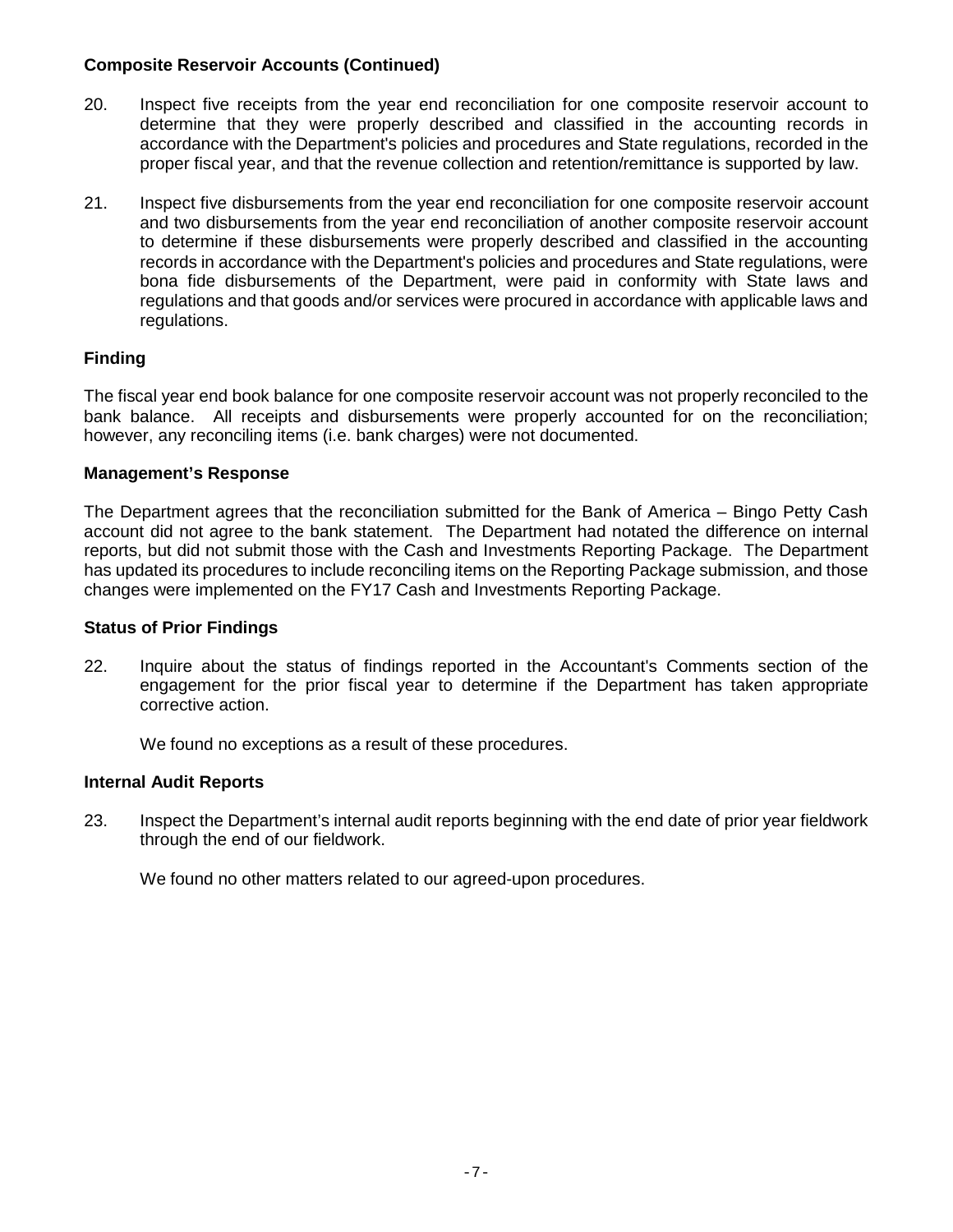**Composite Reservoir Accounts (Continued)**

20. Inspect five receipts from the year end reconciliation for one composite reservoir account to determine that they were properly described and classified in the accounting records in accordance with the Department's policies and procedures and State regulations, recorded in the proper fiscal year, and that the revenue collection and retention/remittance is supported by law.

21. Inspect five disbursements from the year end reconciliation for one composite reservoir account and two disbursements from the year end reconciliation of another composite reservoir account to determine if these disbursements were properly described and classified in the accounting records in accordance with the Department's policies and procedures and State regulations, were bona fide disbursements of the Department, were paid in conformity with State laws and regulations and that goods and/or services were procured in accordance with applicable laws and regulations.

**Finding**

The fiscal year end book balance for one composite reservoir account was not properly reconciled to the bank balance. All receipts and disbursements were properly accounted for on the reconciliation; however, any reconciling items (i.e. bank charges) were not documented.

**Management's Response**

The Department agrees that the reconciliation submitted for the Bank of America – Bingo Petty Cash account did not agree to the bank statement. The Department had notated the difference on internal reports, but did not submit those with the Cash and Investments Reporting Package. The Department has updated its procedures to include reconciling items on the Reporting Package submission, and those changes were implemented on the FY17 Cash and Investments Reporting Package.

**Status of Prior Findings**

22. Inquire about the status of findings reported in the Accountant's Comments section of the engagement for the prior fiscal year to determine if the Department has taken appropriate corrective action.

    We found no exceptions as a result of these procedures.

**Internal Audit Reports**

23. Inspect the Department's internal audit reports beginning with the end date of prior year fieldwork through the end of our fieldwork.

    We found no other matters related to our agreed-upon procedures.